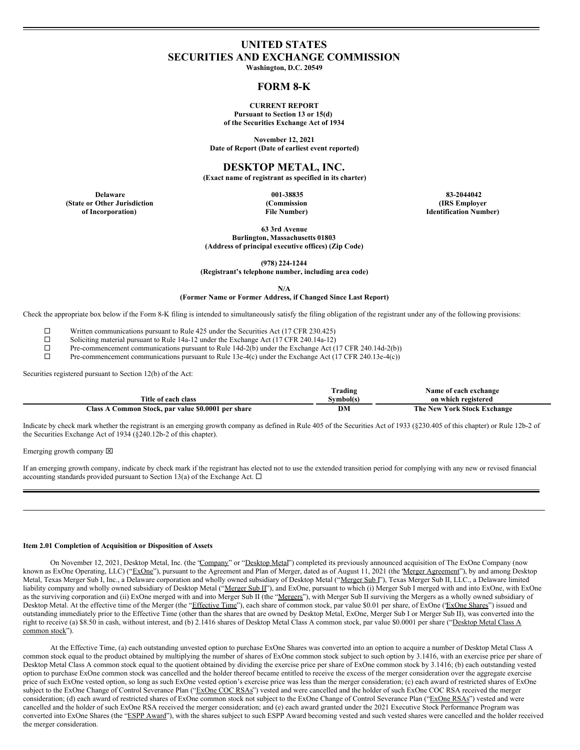# UNITED STATES
# SECURITIES AND EXCHANGE COMMISSION

**Washington, D.C. 20549**

## FORM 8-K

**CURRENT REPORT**
**Pursuant to Section 13 or 15(d)**
**of the Securities Exchange Act of 1934**

**November 12, 2021**
**Date of Report (Date of earliest event reported)**

## DESKTOP METAL, INC.

**(Exact name of registrant as specified in its charter)**

| Delaware | 001-38835 | 83-2044042 |
|---|---|---|
| (State or Other Jurisdiction of Incorporation) | (Commission File Number) | (IRS Employer Identification Number) |

**63 3rd Avenue**
**Burlington, Massachusetts 01803**
**(Address of principal executive offices) (Zip Code)**

**(978) 224-1244**
**(Registrant's telephone number, including area code)**

**N/A**
**(Former Name or Former Address, if Changed Since Last Report)**

Check the appropriate box below if the Form 8-K filing is intended to simultaneously satisfy the filing obligation of the registrant under any of the following provisions:

☐ Written communications pursuant to Rule 425 under the Securities Act (17 CFR 230.425)
☐ Soliciting material pursuant to Rule 14a-12 under the Exchange Act (17 CFR 240.14a-12)
☐ Pre-commencement communications pursuant to Rule 14d-2(b) under the Exchange Act (17 CFR 240.14d-2(b))
☐ Pre-commencement communications pursuant to Rule 13e-4(c) under the Exchange Act (17 CFR 240.13e-4(c))

Securities registered pursuant to Section 12(b) of the Act:

| Title of each class | Trading Symbol(s) | Name of each exchange on which registered |
|---|---|---|
| Class A Common Stock, par value $0.0001 per share | DM | The New York Stock Exchange |

Indicate by check mark whether the registrant is an emerging growth company as defined in Rule 405 of the Securities Act of 1933 (§230.405 of this chapter) or Rule 12b-2 of the Securities Exchange Act of 1934 (§240.12b-2 of this chapter).

Emerging growth company ☒

If an emerging growth company, indicate by check mark if the registrant has elected not to use the extended transition period for complying with any new or revised financial accounting standards provided pursuant to Section 13(a) of the Exchange Act. ☐

---

**Item 2.01 Completion of Acquisition or Disposition of Assets**

On November 12, 2021, Desktop Metal, Inc. (the "Company" or "Desktop Metal") completed its previously announced acquisition of The ExOne Company (now known as ExOne Operating, LLC) ("ExOne"), pursuant to the Agreement and Plan of Merger, dated as of August 11, 2021 (the "Merger Agreement"), by and among Desktop Metal, Texas Merger Sub I, Inc., a Delaware corporation and wholly owned subsidiary of Desktop Metal ("Merger Sub I"), Texas Merger Sub II, LLC., a Delaware limited liability company and wholly owned subsidiary of Desktop Metal ("Merger Sub II"), and ExOne, pursuant to which (i) Merger Sub I merged with and into ExOne, with ExOne as the surviving corporation and (ii) ExOne merged with and into Merger Sub II (the "Mergers"), with Merger Sub II surviving the Mergers as a wholly owned subsidiary of Desktop Metal. At the effective time of the Merger (the "Effective Time"), each share of common stock, par value $0.01 per share, of ExOne ("ExOne Shares") issued and outstanding immediately prior to the Effective Time (other than the shares that are owned by Desktop Metal, ExOne, Merger Sub I or Merger Sub II), was converted into the right to receive (a) $8.50 in cash, without interest, and (b) 2.1416 shares of Desktop Metal Class A common stock, par value $0.0001 per share ("Desktop Metal Class A common stock").

At the Effective Time, (a) each outstanding unvested option to purchase ExOne Shares was converted into an option to acquire a number of Desktop Metal Class A common stock equal to the product obtained by multiplying the number of shares of ExOne common stock subject to such option by 3.1416, with an exercise price per share of Desktop Metal Class A common stock equal to the quotient obtained by dividing the exercise price per share of ExOne common stock by 3.1416; (b) each outstanding vested option to purchase ExOne common stock was cancelled and the holder thereof became entitled to receive the excess of the merger consideration over the aggregate exercise price of such ExOne vested option, so long as such ExOne vested option's exercise price was less than the merger consideration; (c) each award of restricted shares of ExOne subject to the ExOne Change of Control Severance Plan ("ExOne COC RSAs") vested and were cancelled and the holder of such ExOne COC RSA received the merger consideration; (d) each award of restricted shares of ExOne common stock not subject to the ExOne Change of Control Severance Plan ("ExOne RSAs") vested and were cancelled and the holder of such ExOne RSA received the merger consideration; and (e) each award granted under the 2021 Executive Stock Performance Program was converted into ExOne Shares (the "ESPP Award"), with the shares subject to such ESPP Award becoming vested and such vested shares were cancelled and the holder received the merger consideration.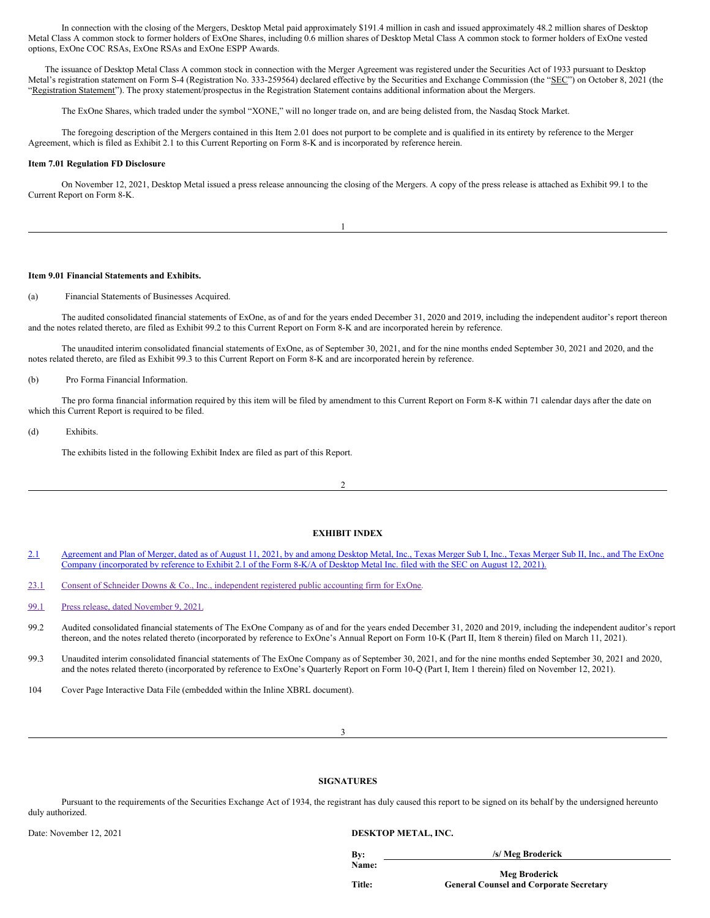In connection with the closing of the Mergers, Desktop Metal paid approximately $191.4 million in cash and issued approximately 48.2 million shares of Desktop Metal Class A common stock to former holders of ExOne Shares, including 0.6 million shares of Desktop Metal Class A common stock to former holders of ExOne vested options, ExOne COC RSAs, ExOne RSAs and ExOne ESPP Awards.

The issuance of Desktop Metal Class A common stock in connection with the Merger Agreement was registered under the Securities Act of 1933 pursuant to Desktop Metal's registration statement on Form S-4 (Registration No. 333-259564) declared effective by the Securities and Exchange Commission (the "SEC") on October 8, 2021 (the "Registration Statement"). The proxy statement/prospectus in the Registration Statement contains additional information about the Mergers.

The ExOne Shares, which traded under the symbol "XONE," will no longer trade on, and are being delisted from, the Nasdaq Stock Market.

The foregoing description of the Mergers contained in this Item 2.01 does not purport to be complete and is qualified in its entirety by reference to the Merger Agreement, which is filed as Exhibit 2.1 to this Current Reporting on Form 8-K and is incorporated by reference herein.

**Item 7.01 Regulation FD Disclosure**

On November 12, 2021, Desktop Metal issued a press release announcing the closing of the Mergers. A copy of the press release is attached as Exhibit 99.1 to the Current Report on Form 8-K.

**Item 9.01 Financial Statements and Exhibits.**

(a) Financial Statements of Businesses Acquired.

The audited consolidated financial statements of ExOne, as of and for the years ended December 31, 2020 and 2019, including the independent auditor's report thereon and the notes related thereto, are filed as Exhibit 99.2 to this Current Report on Form 8-K and are incorporated herein by reference.

The unaudited interim consolidated financial statements of ExOne, as of September 30, 2021, and for the nine months ended September 30, 2021 and 2020, and the notes related thereto, are filed as Exhibit 99.3 to this Current Report on Form 8-K and are incorporated herein by reference.

(b) Pro Forma Financial Information.

The pro forma financial information required by this item will be filed by amendment to this Current Report on Form 8-K within 71 calendar days after the date on which this Current Report is required to be filed.

(d) Exhibits.

The exhibits listed in the following Exhibit Index are filed as part of this Report.

**EXHIBIT INDEX**

| | |
|---|---|
| 2.1 | Agreement and Plan of Merger, dated as of August 11, 2021, by and among Desktop Metal, Inc., Texas Merger Sub I, Inc., Texas Merger Sub II, Inc., and The ExOne Company (incorporated by reference to Exhibit 2.1 of the Form 8-K/A of Desktop Metal Inc. filed with the SEC on August 12, 2021). |
| 23.1 | Consent of Schneider Downs & Co., Inc., independent registered public accounting firm for ExOne. |
| 99.1 | Press release, dated November 9, 2021. |
| 99.2 | Audited consolidated financial statements of The ExOne Company as of and for the years ended December 31, 2020 and 2019, including the independent auditor's report thereon, and the notes related thereto (incorporated by reference to ExOne's Annual Report on Form 10-K (Part II, Item 8 therein) filed on March 11, 2021). |
| 99.3 | Unaudited interim consolidated financial statements of The ExOne Company as of September 30, 2021, and for the nine months ended September 30, 2021 and 2020, and the notes related thereto (incorporated by reference to ExOne's Quarterly Report on Form 10-Q (Part I, Item 1 therein) filed on November 12, 2021). |
| 104 | Cover Page Interactive Data File (embedded within the Inline XBRL document). |

**SIGNATURES**

Pursuant to the requirements of the Securities Exchange Act of 1934, the registrant has duly caused this report to be signed on its behalf by the undersigned hereunto duly authorized.

Date: November 12, 2021

**DESKTOP METAL, INC.**

**By:** **/s/ Meg Broderick**
**Name:** **Meg Broderick**
**Title:** **General Counsel and Corporate Secretary**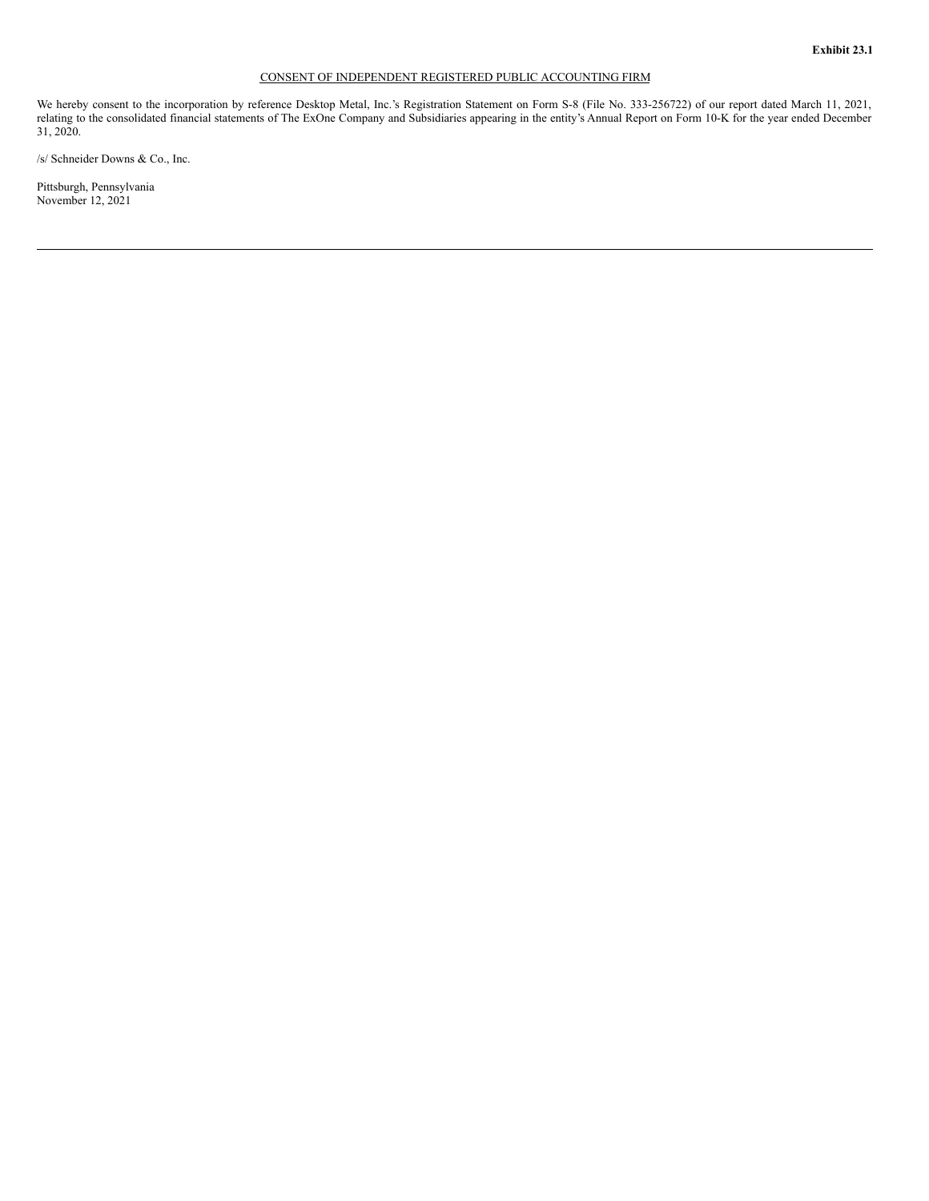**Exhibit 23.1**

CONSENT OF INDEPENDENT REGISTERED PUBLIC ACCOUNTING FIRM

We hereby consent to the incorporation by reference Desktop Metal, Inc.'s Registration Statement on Form S-8 (File No. 333-256722) of our report dated March 11, 2021, relating to the consolidated financial statements of The ExOne Company and Subsidiaries appearing in the entity's Annual Report on Form 10-K for the year ended December 31, 2020.

/s/ Schneider Downs & Co., Inc.

Pittsburgh, Pennsylvania
November 12, 2021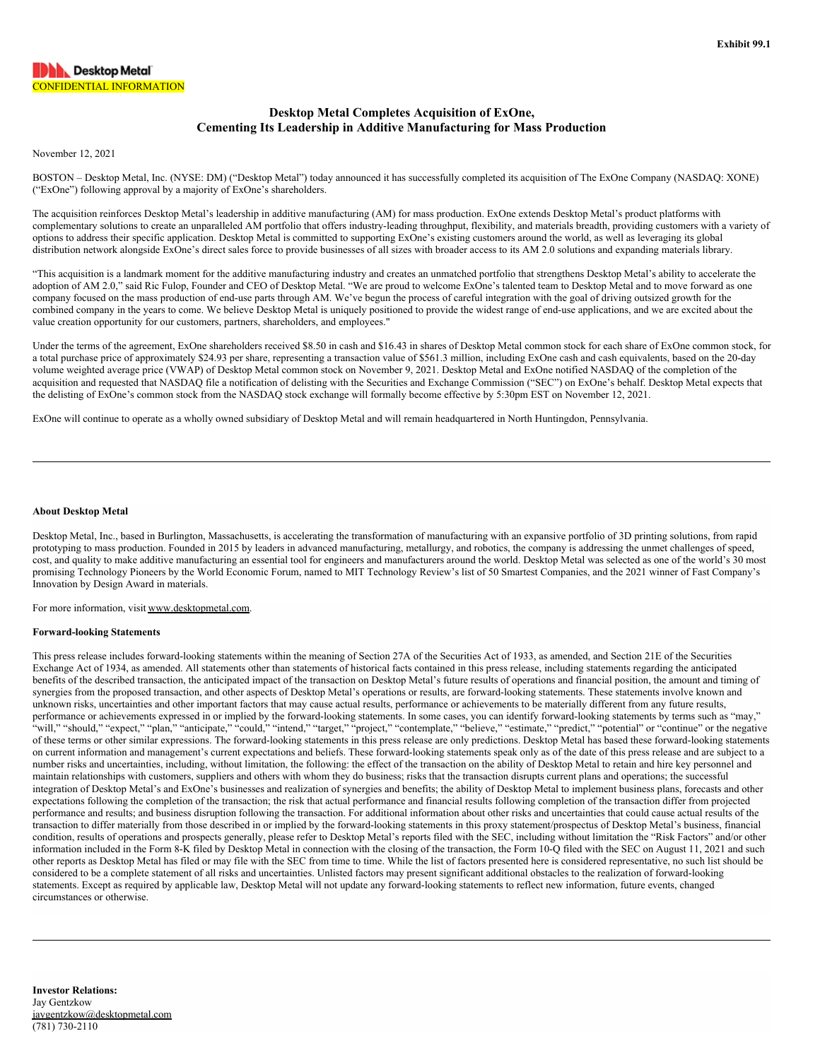Exhibit 99.1

Desktop Metal

CONFIDENTIAL INFORMATION

**Desktop Metal Completes Acquisition of ExOne, Cementing Its Leadership in Additive Manufacturing for Mass Production**

November 12, 2021

BOSTON – Desktop Metal, Inc. (NYSE: DM) ("Desktop Metal") today announced it has successfully completed its acquisition of The ExOne Company (NASDAQ: XONE) ("ExOne") following approval by a majority of ExOne's shareholders.

The acquisition reinforces Desktop Metal's leadership in additive manufacturing (AM) for mass production. ExOne extends Desktop Metal's product platforms with complementary solutions to create an unparalleled AM portfolio that offers industry-leading throughput, flexibility, and materials breadth, providing customers with a variety of options to address their specific application. Desktop Metal is committed to supporting ExOne's existing customers around the world, as well as leveraging its global distribution network alongside ExOne's direct sales force to provide businesses of all sizes with broader access to its AM 2.0 solutions and expanding materials library.

"This acquisition is a landmark moment for the additive manufacturing industry and creates an unmatched portfolio that strengthens Desktop Metal's ability to accelerate the adoption of AM 2.0," said Ric Fulop, Founder and CEO of Desktop Metal. "We are proud to welcome ExOne's talented team to Desktop Metal and to move forward as one company focused on the mass production of end-use parts through AM. We've begun the process of careful integration with the goal of driving outsized growth for the combined company in the years to come. We believe Desktop Metal is uniquely positioned to provide the widest range of end-use applications, and we are excited about the value creation opportunity for our customers, partners, shareholders, and employees."

Under the terms of the agreement, ExOne shareholders received $8.50 in cash and $16.43 in shares of Desktop Metal common stock for each share of ExOne common stock, for a total purchase price of approximately $24.93 per share, representing a transaction value of $561.3 million, including ExOne cash and cash equivalents, based on the 20-day volume weighted average price (VWAP) of Desktop Metal common stock on November 9, 2021. Desktop Metal and ExOne notified NASDAQ of the completion of the acquisition and requested that NASDAQ file a notification of delisting with the Securities and Exchange Commission ("SEC") on ExOne's behalf. Desktop Metal expects that the delisting of ExOne's common stock from the NASDAQ stock exchange will formally become effective by 5:30pm EST on November 12, 2021.

ExOne will continue to operate as a wholly owned subsidiary of Desktop Metal and will remain headquartered in North Huntingdon, Pennsylvania.

---

**About Desktop Metal**

Desktop Metal, Inc., based in Burlington, Massachusetts, is accelerating the transformation of manufacturing with an expansive portfolio of 3D printing solutions, from rapid prototyping to mass production. Founded in 2015 by leaders in advanced manufacturing, metallurgy, and robotics, the company is addressing the unmet challenges of speed, cost, and quality to make additive manufacturing an essential tool for engineers and manufacturers around the world. Desktop Metal was selected as one of the world's 30 most promising Technology Pioneers by the World Economic Forum, named to MIT Technology Review's list of 50 Smartest Companies, and the 2021 winner of Fast Company's Innovation by Design Award in materials.

For more information, visit www.desktopmetal.com.

**Forward-looking Statements**

This press release includes forward-looking statements within the meaning of Section 27A of the Securities Act of 1933, as amended, and Section 21E of the Securities Exchange Act of 1934, as amended. All statements other than statements of historical facts contained in this press release, including statements regarding the anticipated benefits of the described transaction, the anticipated impact of the transaction on Desktop Metal's future results of operations and financial position, the amount and timing of synergies from the proposed transaction, and other aspects of Desktop Metal's operations or results, are forward-looking statements. These statements involve known and unknown risks, uncertainties and other important factors that may cause actual results, performance or achievements to be materially different from any future results, performance or achievements expressed in or implied by the forward-looking statements. In some cases, you can identify forward-looking statements by terms such as "may," "will," "should," "expect," "plan," "anticipate," "could," "intend," "target," "project," "contemplate," "believe," "estimate," "predict," "potential" or "continue" or the negative of these terms or other similar expressions. The forward-looking statements in this press release are only predictions. Desktop Metal has based these forward-looking statements on current information and management's current expectations and beliefs. These forward-looking statements speak only as of the date of this press release and are subject to a number risks and uncertainties, including, without limitation, the following: the effect of the transaction on the ability of Desktop Metal to retain and hire key personnel and maintain relationships with customers, suppliers and others with whom they do business; risks that the transaction disrupts current plans and operations; the successful integration of Desktop Metal's and ExOne's businesses and realization of synergies and benefits; the ability of Desktop Metal to implement business plans, forecasts and other expectations following the completion of the transaction; the risk that actual performance and financial results following completion of the transaction differ from projected performance and results; and business disruption following the transaction. For additional information about other risks and uncertainties that could cause actual results of the transaction to differ materially from those described in or implied by the forward-looking statements in this proxy statement/prospectus of Desktop Metal's business, financial condition, results of operations and prospects generally, please refer to Desktop Metal's reports filed with the SEC, including without limitation the "Risk Factors" and/or other information included in the Form 8-K filed by Desktop Metal in connection with the closing of the transaction, the Form 10-Q filed with the SEC on August 11, 2021 and such other reports as Desktop Metal has filed or may file with the SEC from time to time. While the list of factors presented here is considered representative, no such list should be considered to be a complete statement of all risks and uncertainties. Unlisted factors may present significant additional obstacles to the realization of forward-looking statements. Except as required by applicable law, Desktop Metal will not update any forward-looking statements to reflect new information, future events, changed circumstances or otherwise.

---

**Investor Relations:**
Jay Gentzkow
jaygentzkow@desktopmetal.com
(781) 730-2110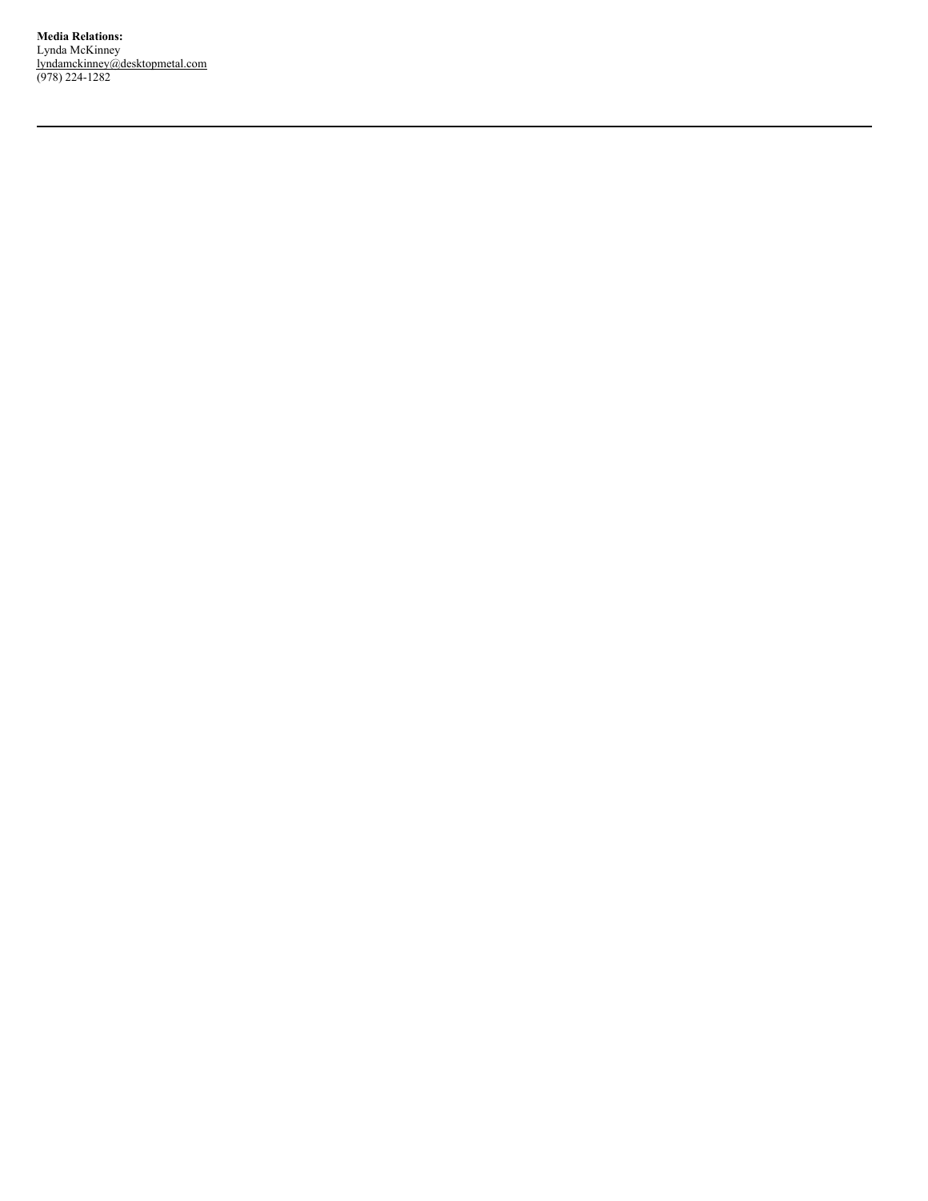**Media Relations:**
Lynda McKinney
lyndamckinney@desktopmetal.com
(978) 224-1282

---